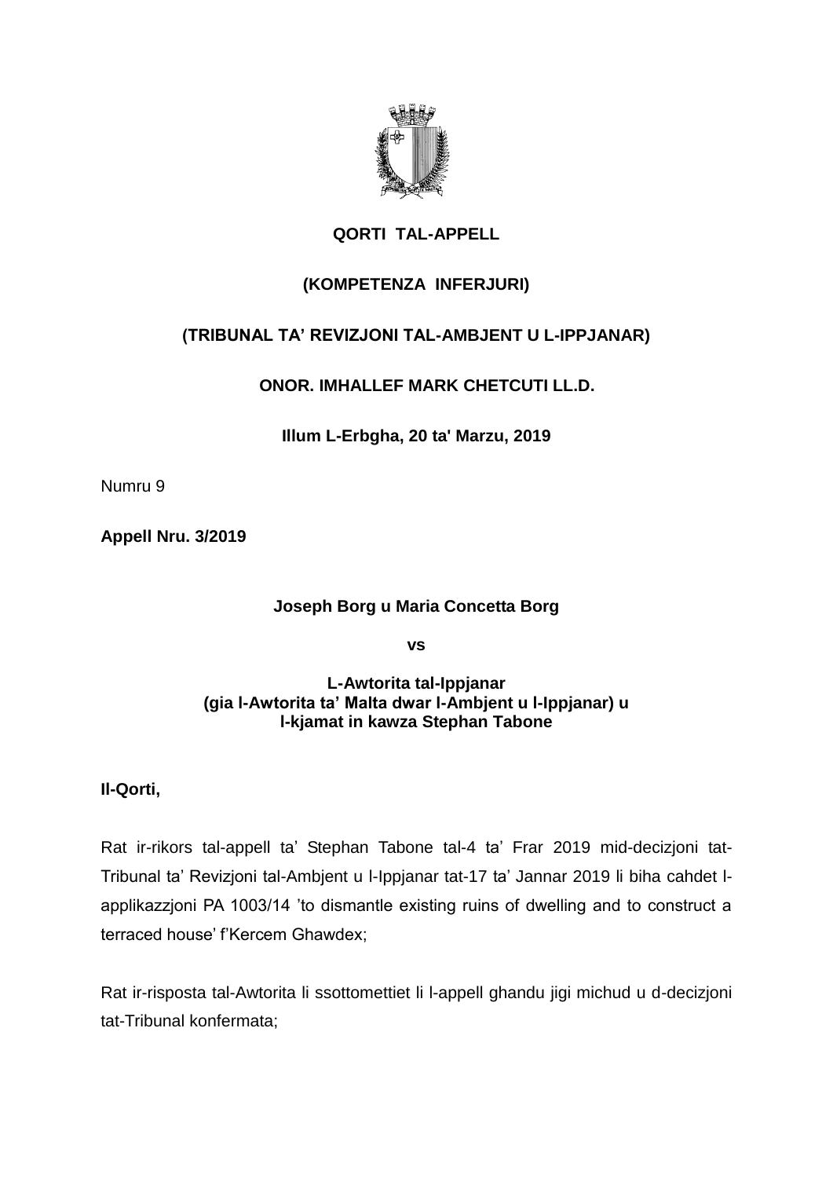**QORTI TAL-APPELL**

**(KOMPETENZA INFERJURI)**

**(TRIBUNAL TA' REVIZJONI TAL-AMBJENT U L-IPPJANAR)**

**ONOR. IMHALLEF MARK CHETCUTI LL.D.**

**Illum L-Erbgha, 20 ta' Marzu, 2019**

Numru 9

**Appell Nru. 3/2019**

**Joseph Borg u Maria Concetta Borg**

**vs**

**L-Awtorita tal-Ippjanar**
**(gia l-Awtorita ta' Malta dwar l-Ambjent u l-Ippjanar) u**
**l-kjamat in kawza Stephan Tabone**

**Il-Qorti,**

Rat ir-rikors tal-appell ta' Stephan Tabone tal-4 ta' Frar 2019 mid-decizjoni tat-Tribunal ta' Revizjoni tal-Ambjent u l-Ippjanar tat-17 ta' Jannar 2019 li biha cahdet l-applikazzjoni PA 1003/14 'to dismantle existing ruins of dwelling and to construct a terraced house' f'Kercem Ghawdex;

Rat ir-risposta tal-Awtorita li ssottomettiet li l-appell ghandu jigi michud u d-decizjoni tat-Tribunal konfermata;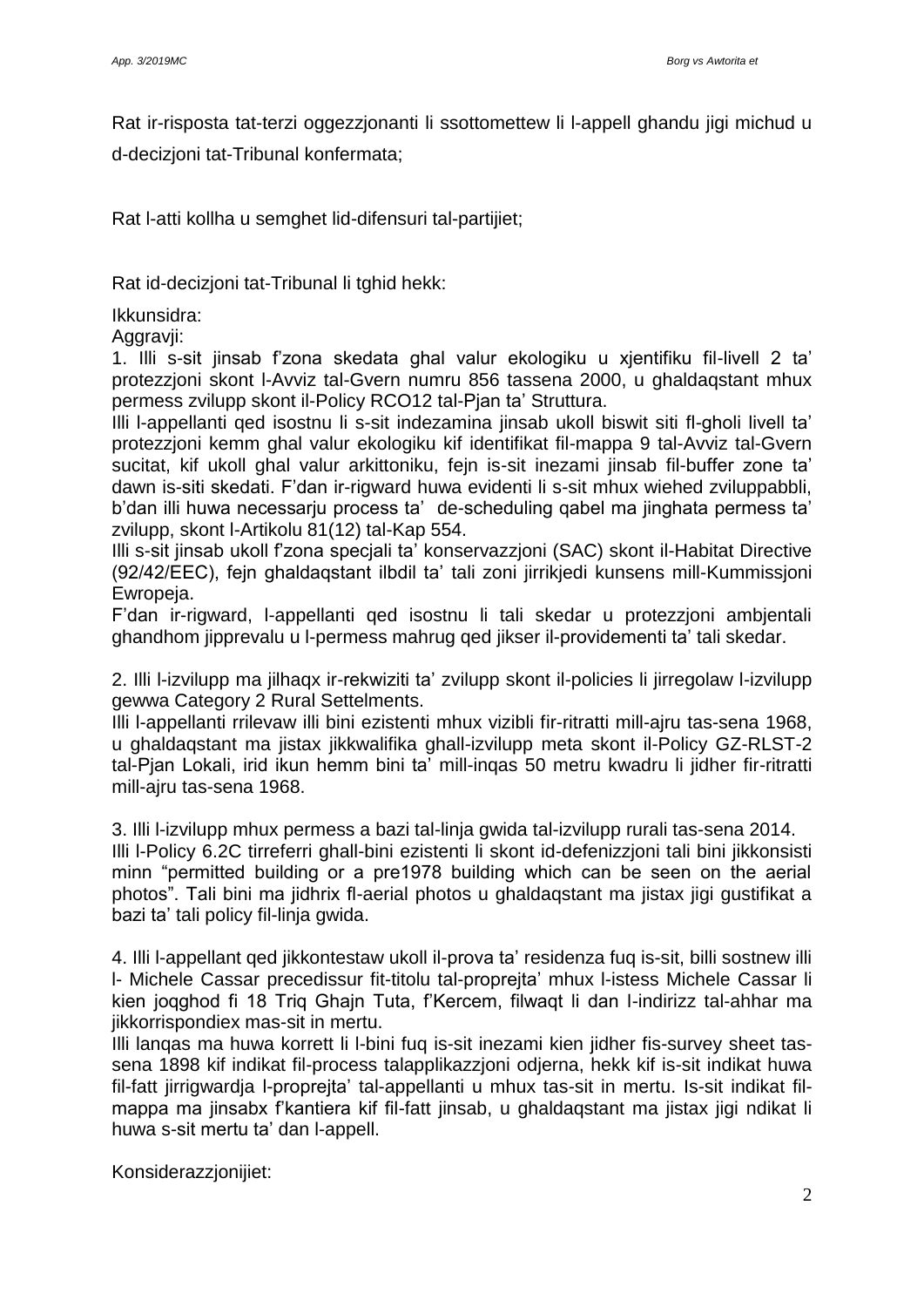Rat ir-risposta tat-terzi oggezzjonanti li ssottomettew li l-appell ghandu jigi michud u d-decizjoni tat-Tribunal konfermata;

Rat l-atti kollha u semghet lid-difensuri tal-partijiet;

Rat id-decizjoni tat-Tribunal li tghid hekk:

Ikkunsidra:

Aggravji:

1. Illi s-sit jinsab f'zona skedata ghal valur ekologiku u xjentifiku fil-livell 2 ta' protezzjoni skont l-Avviz tal-Gvern numru 856 tassena 2000, u ghaldaqstant mhux permess zvilupp skont il-Policy RCO12 tal-Pjan ta' Struttura.

Illi l-appellanti qed isostnu li s-sit indezamina jinsab ukoll biswit siti fl-gholi livell ta' protezzjoni kemm ghal valur ekologiku kif identifikat fil-mappa 9 tal-Avviz tal-Gvern sucitat, kif ukoll ghal valur arkittoniku, fejn is-sit inezami jinsab fil-buffer zone ta' dawn is-siti skedati. F'dan ir-rigward huwa evidenti li s-sit mhux wiehed zviluppabbli, b'dan illi huwa necessarju process ta' de-scheduling qabel ma jinghata permess ta' zvilupp, skont l-Artikolu 81(12) tal-Kap 554.

Illi s-sit jinsab ukoll f'zona specjali ta' konservazzjoni (SAC) skont il-Habitat Directive (92/42/EEC), fejn ghaldaqstant ilbdil ta' tali zoni jirrikjedi kunsens mill-Kummissjoni Ewropeja.

F'dan ir-rigward, l-appellanti qed isostnu li tali skedar u protezzjoni ambjentali ghandhom jipprevalu u l-permess mahrug qed jikser il-providementi ta' tali skedar.

2. Illi l-izvilupp ma jilhaqx ir-rekwiziti ta' zvilupp skont il-policies li jirregolaw l-izvilupp gewwa Category 2 Rural Settelments.

Illi l-appellanti rrilevaw illi bini ezistenti mhux vizibli fir-ritratti mill-ajru tas-sena 1968, u ghaldaqstant ma jistax jikkwalifika ghall-izvilupp meta skont il-Policy GZ-RLST-2 tal-Pjan Lokali, irid ikun hemm bini ta' mill-inqas 50 metru kwadru li jidher fir-ritratti mill-ajru tas-sena 1968.

3. Illi l-izvilupp mhux permess a bazi tal-linja gwida tal-izvilupp rurali tas-sena 2014.

Illi l-Policy 6.2C tirreferri ghall-bini ezistenti li skont id-defenizzjoni tali bini jikkonsisti minn "permitted building or a pre1978 building which can be seen on the aerial photos". Tali bini ma jidhrix fl-aerial photos u ghaldaqstant ma jistax jigi gustifikat a bazi ta' tali policy fil-linja gwida.

4. Illi l-appellant qed jikkontestaw ukoll il-prova ta' residenza fuq is-sit, billi sostnew illi l- Michele Cassar precedissur fit-titolu tal-proprejta' mhux l-istess Michele Cassar li kien joqghod fi 18 Triq Ghajn Tuta, f'Kercem, filwaqt li dan l-indirizz tal-ahhar ma jikkorrispondiex mas-sit in mertu.

Illi lanqas ma huwa korrett li l-bini fuq is-sit inezami kien jidher fis-survey sheet tas-sena 1898 kif indikat fil-process talapplikazzjoni odjerna, hekk kif is-sit indikat huwa fil-fatt jirrigwardja l-proprejta' tal-appellanti u mhux tas-sit in mertu. Is-sit indikat fil-mappa ma jinsabx f'kantiera kif fil-fatt jinsab, u ghaldaqstant ma jistax jigi ndikat li huwa s-sit mertu ta' dan l-appell.

Konsiderazzjonijiet: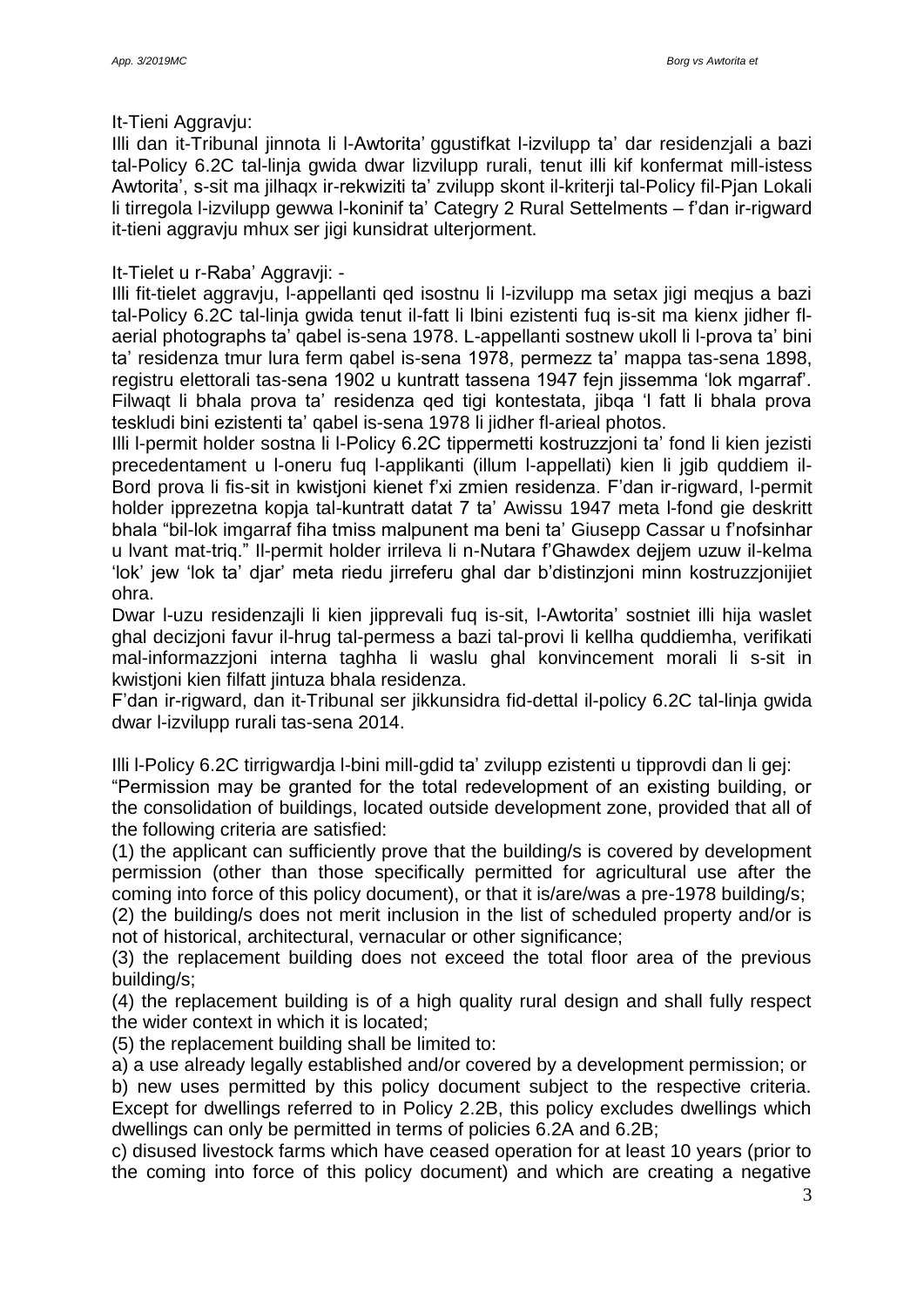It-Tieni Aggravju:

Illi dan it-Tribunal jinnota li l-Awtorita' ggustifkat l-izvilupp ta' dar residenzjali a bazi tal-Policy 6.2C tal-linja gwida dwar lizvilupp rurali, tenut illi kif konfermat mill-istess Awtorita', s-sit ma jilhaqx ir-rekwiziti ta' zvilupp skont il-kriterji tal-Policy fil-Pjan Lokali li tirregola l-izvilupp gewwa l-koninif ta' Categry 2 Rural Settelments – f'dan ir-rigward it-tieni aggravju mhux ser jigi kunsidrat ulterjorment.

It-Tielet u r-Raba' Aggravji: -

Illi fit-tielet aggravju, l-appellanti qed isostnu li l-izvilupp ma setax jigi meqjus a bazi tal-Policy 6.2C tal-linja gwida tenut il-fatt li lbini ezistenti fuq is-sit ma kienx jidher fl-aerial photographs ta' qabel is-sena 1978. L-appellanti sostnew ukoll li l-prova ta' bini ta' residenza tmur lura ferm qabel is-sena 1978, permezz ta' mappa tas-sena 1898, registru elettorali tas-sena 1902 u kuntratt tassena 1947 fejn jissemma 'lok mgarraf'. Filwaqt li bhala prova ta' residenza qed tigi kontestata, jibqa 'l fatt li bhala prova teskludi bini ezistenti ta' qabel is-sena 1978 li jidher fl-arieal photos.

Illi l-permit holder sostna li l-Policy 6.2C tippermetti kostruzzjoni ta' fond li kien jezisti precedentament u l-oneru fuq l-applikanti (illum l-appellati) kien li jgib quddiem il-Bord prova li fis-sit in kwistjoni kienet f'xi zmien residenza. F'dan ir-rigward, l-permit holder ipprezetna kopja tal-kuntratt datat 7 ta' Awissu 1947 meta l-fond gie deskritt bhala "bil-lok imgarraf fiha tmiss malpunent ma beni ta' Giusepp Cassar u f'nofsinhar u lvant mat-triq." Il-permit holder irrileva li n-Nutara f'Ghawdex dejjem uzuw il-kelma 'lok' jew 'lok ta' djar' meta riedu jirreferu ghal dar b'distinzjoni minn kostruzzjonijiet ohra.

Dwar l-uzu residenzajli li kien jipprevali fuq is-sit, l-Awtorita' sostniet illi hija waslet ghal decizjoni favur il-hrug tal-permess a bazi tal-provi li kellha quddiemha, verifikati mal-informazzjoni interna taghha li waslu ghal konvincement morali li s-sit in kwistjoni kien filfatt jintuza bhala residenza.

F'dan ir-rigward, dan it-Tribunal ser jikkunsidra fid-dettal il-policy 6.2C tal-linja gwida dwar l-izvilupp rurali tas-sena 2014.

Illi l-Policy 6.2C tirrigwardja l-bini mill-gdid ta' zvilupp ezistenti u tipprovdi dan li gej:

"Permission may be granted for the total redevelopment of an existing building, or the consolidation of buildings, located outside development zone, provided that all of the following criteria are satisfied:

(1) the applicant can sufficiently prove that the building/s is covered by development permission (other than those specifically permitted for agricultural use after the coming into force of this policy document), or that it is/are/was a pre-1978 building/s;

(2) the building/s does not merit inclusion in the list of scheduled property and/or is not of historical, architectural, vernacular or other significance;

(3) the replacement building does not exceed the total floor area of the previous building/s;

(4) the replacement building is of a high quality rural design and shall fully respect the wider context in which it is located;

(5) the replacement building shall be limited to:

a) a use already legally established and/or covered by a development permission; or

b) new uses permitted by this policy document subject to the respective criteria. Except for dwellings referred to in Policy 2.2B, this policy excludes dwellings which dwellings can only be permitted in terms of policies 6.2A and 6.2B;

c) disused livestock farms which have ceased operation for at least 10 years (prior to the coming into force of this policy document) and which are creating a negative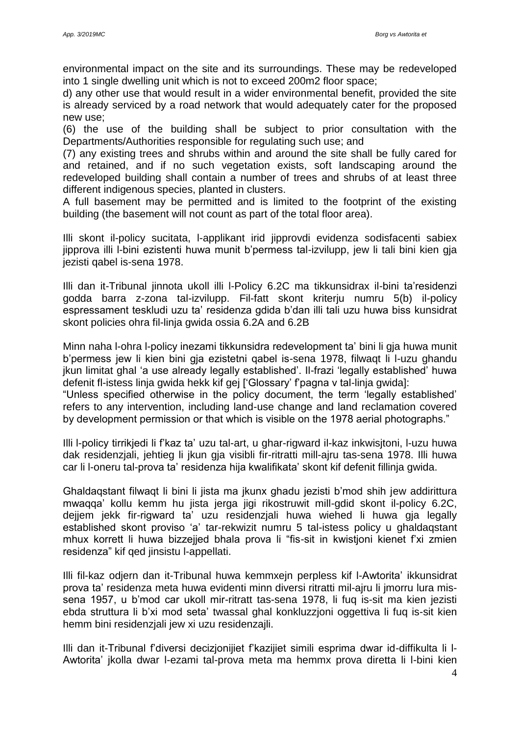environmental impact on the site and its surroundings. These may be redeveloped into 1 single dwelling unit which is not to exceed 200m2 floor space;

d) any other use that would result in a wider environmental benefit, provided the site is already serviced by a road network that would adequately cater for the proposed new use;

(6) the use of the building shall be subject to prior consultation with the Departments/Authorities responsible for regulating such use; and

(7) any existing trees and shrubs within and around the site shall be fully cared for and retained, and if no such vegetation exists, soft landscaping around the redeveloped building shall contain a number of trees and shrubs of at least three different indigenous species, planted in clusters.

A full basement may be permitted and is limited to the footprint of the existing building (the basement will not count as part of the total floor area).

Illi skont il-policy sucitata, l-applikant irid jipprovdi evidenza sodisfacenti sabiex jipprova illi l-bini ezistenti huwa munit b'permess tal-izvilupp, jew li tali bini kien gja jezisti qabel is-sena 1978.

Illi dan it-Tribunal jinnota ukoll illi l-Policy 6.2C ma tikkunsidrax il-bini ta'residenzi godda barra z-zona tal-izvilupp. Fil-fatt skont kriterju numru 5(b) il-policy espressament teskludi uzu ta' residenza gdida b'dan illi tali uzu huwa biss kunsidrat skont policies ohra fil-linja gwida ossia 6.2A and 6.2B

Minn naha l-ohra l-policy inezami tikkunsidra redevelopment ta' bini li gja huwa munit b'permess jew li kien bini gja ezistetni qabel is-sena 1978, filwaqt li l-uzu ghandu jkun limitat ghal 'a use already legally established'. Il-frazi 'legally established' huwa defenit fl-istess linja gwida hekk kif gej ['Glossary' f'pagna v tal-linja gwida]:

"Unless specified otherwise in the policy document, the term 'legally established' refers to any intervention, including land-use change and land reclamation covered by development permission or that which is visible on the 1978 aerial photographs."

Illi l-policy tirrikjedi li f'kaz ta' uzu tal-art, u ghar-rigward il-kaz inkwisjtoni, l-uzu huwa dak residenzjali, jehtieg li jkun gja visibli fir-ritratti mill-ajru tas-sena 1978. Illi huwa car li l-oneru tal-prova ta' residenza hija kwalifikata' skont kif defenit fillinja gwida.

Ghaldaqstant filwaqt li bini li jista ma jkunx ghadu jezisti b'mod shih jew addirittura mwaqqa' kollu kemm hu jista jerga jigi rikostruwit mill-gdid skont il-policy 6.2C, dejjem jekk fir-rigward ta' uzu residenzjali huwa wiehed li huwa gja legally established skont proviso 'a' tar-rekwizit numru 5 tal-istess policy u ghaldaqstant mhux korrett li huwa bizzejjed bhala prova li "fis-sit in kwistjoni kienet f'xi zmien residenza" kif qed jinsistu l-appellati.

Illi fil-kaz odjern dan it-Tribunal huwa kemmxejn perpless kif l-Awtorita' ikkunsidrat prova ta' residenza meta huwa evidenti minn diversi ritratti mil-ajru li jmorru lura missena 1957, u b'mod car ukoll mir-ritratt tas-sena 1978, li fuq is-sit ma kien jezisti ebda struttura li b'xi mod seta' twassal ghal konkluzzjoni oggettiva li fuq is-sit kien hemm bini residenzjali jew xi uzu residenzajli.

Illi dan it-Tribunal f'diversi decizjonijiet f'kazijiet simili esprima dwar id-diffikulta li l-Awtorita' jkolla dwar l-ezami tal-prova meta ma hemmx prova diretta li l-bini kien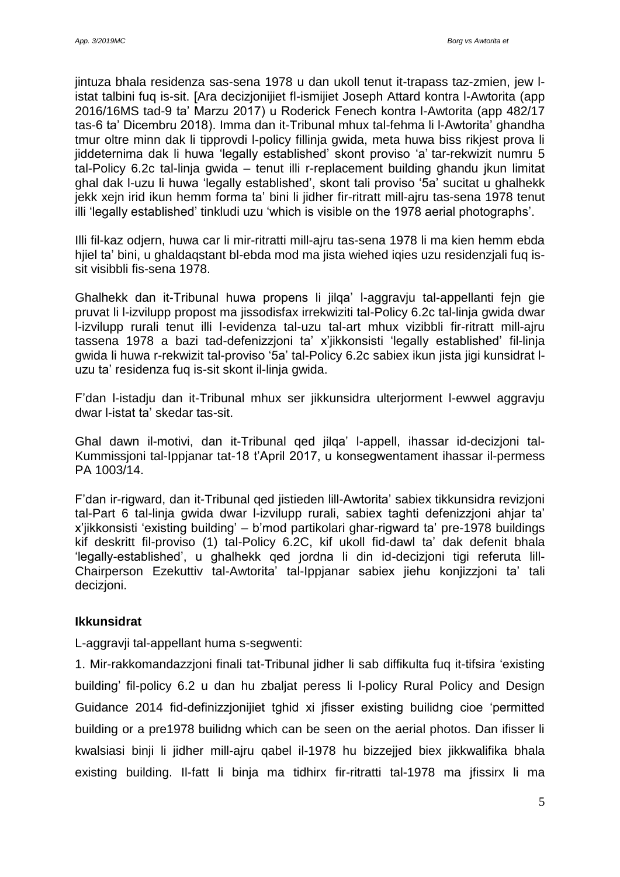jintuza bhala residenza sas-sena 1978 u dan ukoll tenut it-trapass taz-zmien, jew l-istat talbini fuq is-sit. [Ara decizjonijiet fl-ismijiet Joseph Attard kontra l-Awtorita (app 2016/16MS tad-9 ta' Marzu 2017) u Roderick Fenech kontra l-Awtorita (app 482/17 tas-6 ta' Dicembru 2018). Imma dan it-Tribunal mhux tal-fehma li l-Awtorita' ghandha tmur oltre minn dak li tipprovdi l-policy fillinja gwida, meta huwa biss rikjest prova li jiddeternima dak li huwa 'legally established' skont proviso 'a' tar-rekwizit numru 5 tal-Policy 6.2c tal-linja gwida – tenut illi r-replacement building ghandu jkun limitat ghal dak l-uzu li huwa 'legally established', skont tali proviso '5a' sucitat u ghalhekk jekk xejn irid ikun hemm forma ta' bini li jidher fir-ritratt mill-ajru tas-sena 1978 tenut illi 'legally established' tinkludi uzu 'which is visible on the 1978 aerial photographs'.

Illi fil-kaz odjern, huwa car li mir-ritratti mill-ajru tas-sena 1978 li ma kien hemm ebda hjiel ta' bini, u ghaldaqstant bl-ebda mod ma jista wiehed iqies uzu residenzjali fuq is-sit visibbli fis-sena 1978.

Ghalhekk dan it-Tribunal huwa propens li jilqa' l-aggravju tal-appellanti fejn gie pruvat li l-izvilupp propost ma jissodisfax irrekwiziti tal-Policy 6.2c tal-linja gwida dwar l-izvilupp rurali tenut illi l-evidenza tal-uzu tal-art mhux vizibbli fir-ritratt mill-ajru tassena 1978 a bazi tad-defenizzjoni ta' x'jikkonsisti 'legally established' fil-linja gwida li huwa r-rekwizit tal-proviso '5a' tal-Policy 6.2c sabiex ikun jista jigi kunsidrat l-uzu ta' residenza fuq is-sit skont il-linja gwida.

F'dan l-istadju dan it-Tribunal mhux ser jikkunsidra ulterjorment l-ewwel aggravju dwar l-istat ta' skedar tas-sit.

Ghal dawn il-motivi, dan it-Tribunal qed jilqa' l-appell, ihassar id-decizjoni tal-Kummissjoni tal-Ippjanar tat-18 t'April 2017, u konsegwentament ihassar il-permess PA 1003/14.

F'dan ir-rigward, dan it-Tribunal qed jistieden lill-Awtorita' sabiex tikkunsidra revizjoni tal-Part 6 tal-linja gwida dwar l-izvilupp rurali, sabiex taghti defenizzjoni ahjar ta' x'jikkonsisti 'existing building' – b'mod partikolari ghar-rigward ta' pre-1978 buildings kif deskritt fil-proviso (1) tal-Policy 6.2C, kif ukoll fid-dawl ta' dak defenit bhala 'legally-established', u ghalhekk qed jordna li din id-decizjoni tigi referuta lill-Chairperson Ezekuttiv tal-Awtorita' tal-Ippjanar sabiex jiehu konjizzjoni ta' tali decizjoni.

**Ikkunsidrat**

L-aggravji tal-appellant huma s-segwenti:

1. Mir-rakkomandazzjoni finali tat-Tribunal jidher li sab diffikulta fuq it-tifsira 'existing building' fil-policy 6.2 u dan hu zbaljat peress li l-policy Rural Policy and Design Guidance 2014 fid-definizzjonijiet tghid xi jfisser existing builidng cioe 'permitted building or a pre1978 builidng which can be seen on the aerial photos. Dan ifisser li kwalsiasi binji li jidher mill-ajru qabel il-1978 hu bizzejjed biex jikkwalifika bhala existing building. Il-fatt li binja ma tidhirx fir-ritratti tal-1978 ma jfissirx li ma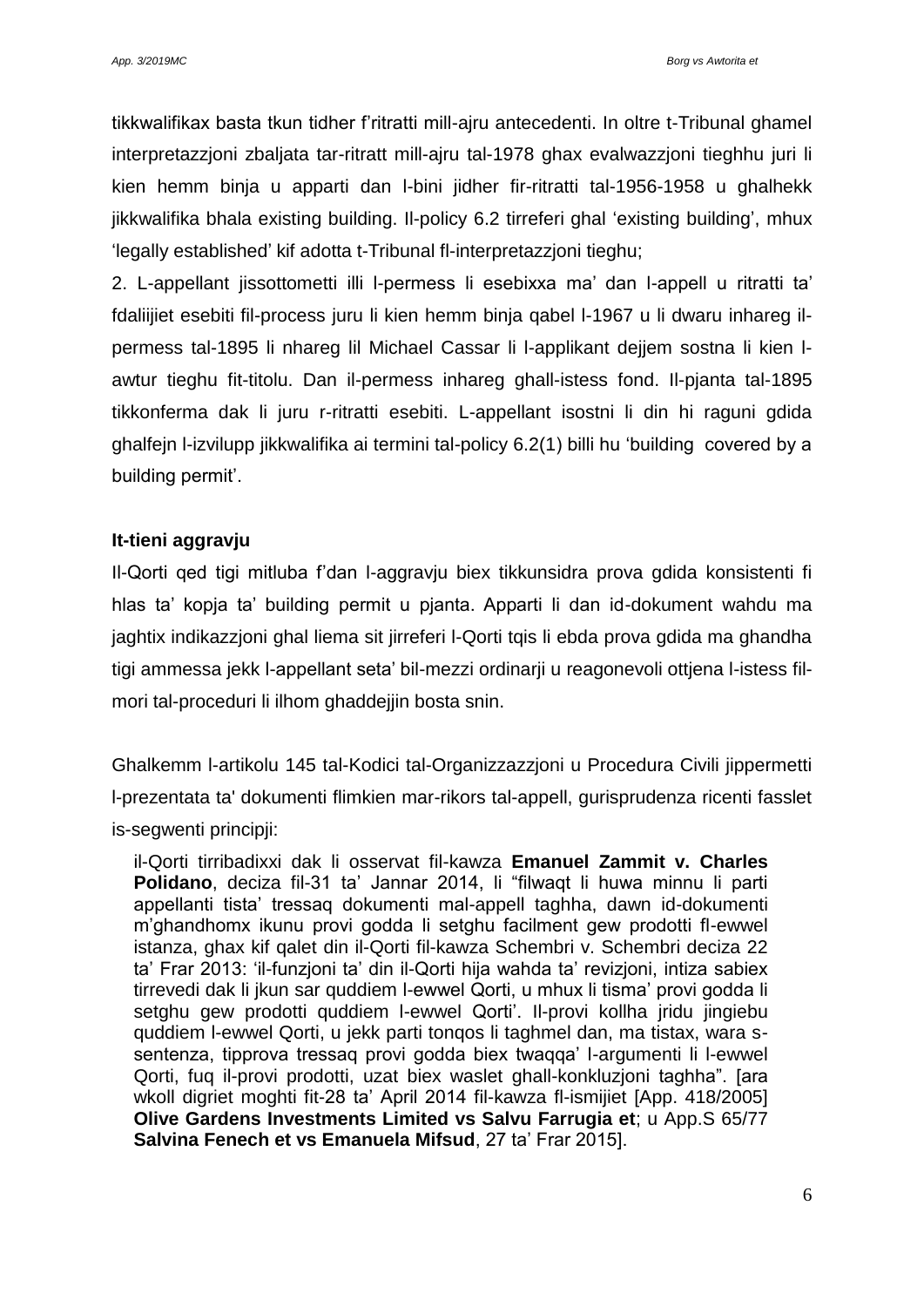tikkwalifikax basta tkun tidher f'ritratti mill-ajru antecedenti. In oltre t-Tribunal ghamel interpretazzjoni zbaljata tar-ritratt mill-ajru tal-1978 ghax evalwazzjoni tieghhu juri li kien hemm binja u apparti dan l-bini jidher fir-ritratti tal-1956-1958 u ghalhekk jikkwalifika bhala existing building. Il-policy 6.2 tirreferi ghal 'existing building', mhux 'legally established' kif adotta t-Tribunal fl-interpretazzjoni tieghu;

2. L-appellant jissottometti illi l-permess li esebixxa ma' dan l-appell u ritratti ta' fdaliijiet esebiti fil-process juru li kien hemm binja qabel l-1967 u li dwaru inhareg il-permess tal-1895 li nhareg lil Michael Cassar li l-applikant dejjem sostna li kien l-awtur tieghu fit-titolu. Dan il-permess inhareg ghall-istess fond. Il-pjanta tal-1895 tikkonferma dak li juru r-ritratti esebiti. L-appellant isostni li din hi raguni gdida ghalfejn l-izvilupp jikkwalifika ai termini tal-policy 6.2(1) billi hu 'building covered by a building permit'.

**It-tieni aggravju**

Il-Qorti qed tigi mitluba f'dan l-aggravju biex tikkunsidra prova gdida konsistenti fi hlas ta' kopja ta' building permit u pjanta. Apparti li dan id-dokument wahdu ma jaghtix indikazzjoni ghal liema sit jirreferi l-Qorti tqis li ebda prova gdida ma ghandha tigi ammessa jekk l-appellant seta' bil-mezzi ordinarji u reagonevoli ottjena l-istess fil-mori tal-proceduri li ilhom ghaddejjin bosta snin.

Ghalkemm l-artikolu 145 tal-Kodici tal-Organizzazzjoni u Procedura Civili jippermetti l-prezentata ta' dokumenti flimkien mar-rikors tal-appell, gurisprudenza ricenti fasslet is-segwenti principji:

> il-Qorti tirribadixxi dak li osservat fil-kawza **Emanuel Zammit v. Charles Polidano**, deciza fil-31 ta' Jannar 2014, li "filwaqt li huwa minnu li parti appellanti tista' tressaq dokumenti mal-appell taghha, dawn id-dokumenti m'ghandhomx ikunu provi godda li setghu facilment gew prodotti fl-ewwel istanza, ghax kif qalet din il-Qorti fil-kawza Schembri v. Schembri deciza 22 ta' Frar 2013: 'il-funzjoni ta' din il-Qorti hija wahda ta' revizjoni, intiza sabiex tirrevedi dak li jkun sar quddiem l-ewwel Qorti, u mhux li tisma' provi godda li setghu gew prodotti quddiem l-ewwel Qorti'. Il-provi kollha jridu jingiebu quddiem l-ewwel Qorti, u jekk parti tonqos li taghmel dan, ma tistax, wara s-sentenza, tipprova tressaq provi godda biex twaqqa' l-argumenti li l-ewwel Qorti, fuq il-provi prodotti, uzat biex waslet ghall-konkluzjoni taghha". [ara wkoll digriet moghti fit-28 ta' April 2014 fil-kawza fl-ismijiet [App. 418/2005] **Olive Gardens Investments Limited vs Salvu Farrugia et**; u App.S 65/77 **Salvina Fenech et vs Emanuela Mifsud**, 27 ta' Frar 2015].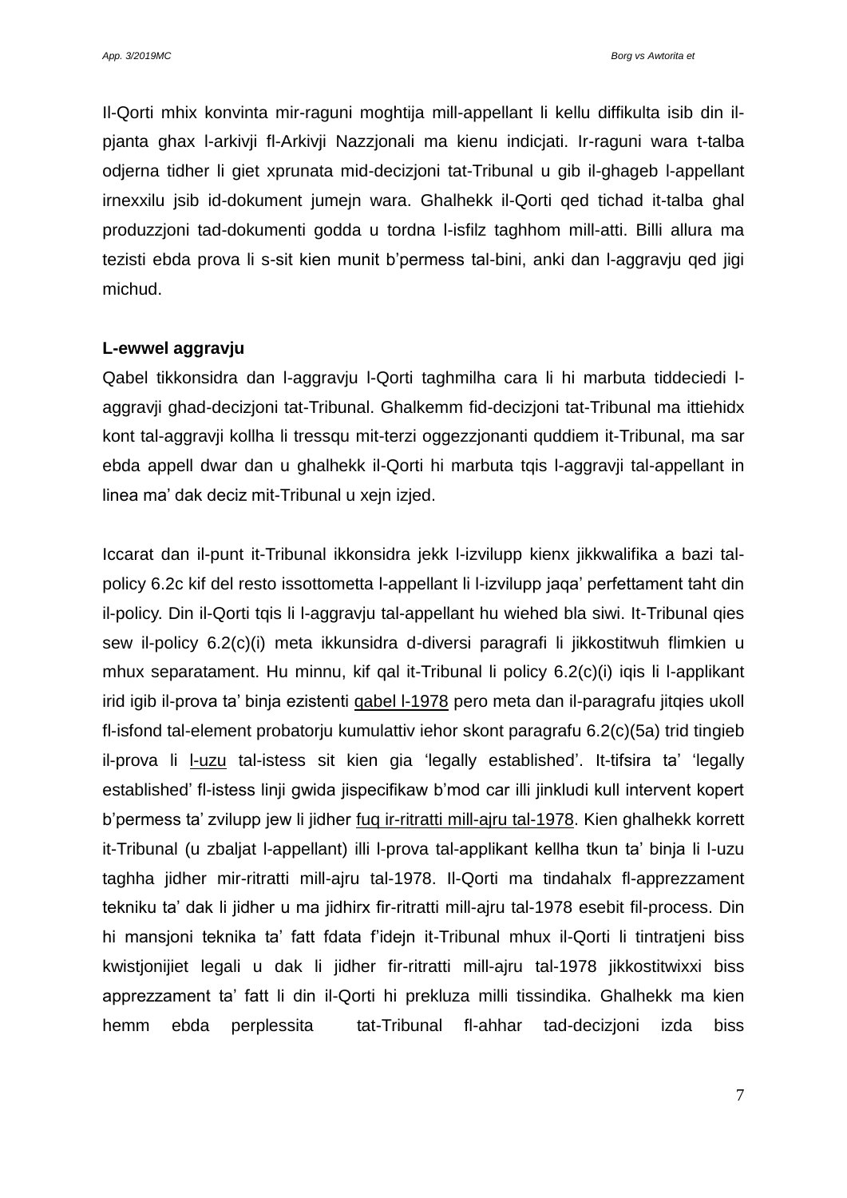Il-Qorti mhix konvinta mir-raguni moghtija mill-appellant li kellu diffikulta isib din il-pjanta ghax l-arkivji fl-Arkivji Nazzjonali ma kienu indicjati. Ir-raguni wara t-talba odjerna tidher li giet xprunata mid-decizjoni tat-Tribunal u gib il-ghageb l-appellant irnexxilu jsib id-dokument jumejn wara. Ghalhekk il-Qorti qed tichad it-talba ghal produzzjoni tad-dokumenti godda u tordna l-isfilz taghhom mill-atti. Billi allura ma tezisti ebda prova li s-sit kien munit b'permess tal-bini, anki dan l-aggravju qed jigi michud.

**L-ewwel aggravju**

Qabel tikkonsidra dan l-aggravju l-Qorti taghmilha cara li hi marbuta tiddeciedi l-aggravji ghad-decizjoni tat-Tribunal. Ghalkemm fid-decizjoni tat-Tribunal ma ittiehidx kont tal-aggravji kollha li tressqu mit-terzi oggezzjonanti quddiem it-Tribunal, ma sar ebda appell dwar dan u ghalhekk il-Qorti hi marbuta tqis l-aggravji tal-appellant in linea ma' dak deciz mit-Tribunal u xejn izjed.

Iccarat dan il-punt it-Tribunal ikkonsidra jekk l-izvilupp kienx jikkwalifika a bazi tal-policy 6.2c kif del resto issottometta l-appellant li l-izvilupp jaqa' perfettament taht din il-policy. Din il-Qorti tqis li l-aggravju tal-appellant hu wiehed bla siwi. It-Tribunal qies sew il-policy 6.2(c)(i) meta ikkunsidra d-diversi paragrafi li jikkostitwuh flimkien u mhux separatament. Hu minnu, kif qal it-Tribunal li policy 6.2(c)(i) iqis li l-applikant irid igib il-prova ta' binja ezistenti qabel l-1978 pero meta dan il-paragrafu jitqies ukoll fl-isfond tal-element probatorju kumulattiv iehor skont paragrafu 6.2(c)(5a) trid tingieb il-prova li l-uzu tal-istess sit kien gia 'legally established'. It-tifsira ta' 'legally established' fl-istess linji gwida jispecifikaw b'mod car illi jinkludi kull intervent kopert b'permess ta' zvilupp jew li jidher fuq ir-ritratti mill-ajru tal-1978. Kien ghalhekk korrett it-Tribunal (u zbaljat l-appellant) illi l-prova tal-applikant kellha tkun ta' binja li l-uzu taghha jidher mir-ritratti mill-ajru tal-1978. Il-Qorti ma tindahalx fl-apprezzament tekniku ta' dak li jidher u ma jidhirx fir-ritratti mill-ajru tal-1978 esebit fil-process. Din hi mansjoni teknika ta' fatt fdata f'idejn it-Tribunal mhux il-Qorti li tintratjeni biss kwistjonijiet legali u dak li jidher fir-ritratti mill-ajru tal-1978 jikkostitwixxi biss apprezzament ta' fatt li din il-Qorti hi prekluza milli tissindika. Ghalhekk ma kien hemm ebda perplessita tat-Tribunal fl-ahhar tad-decizjoni izda biss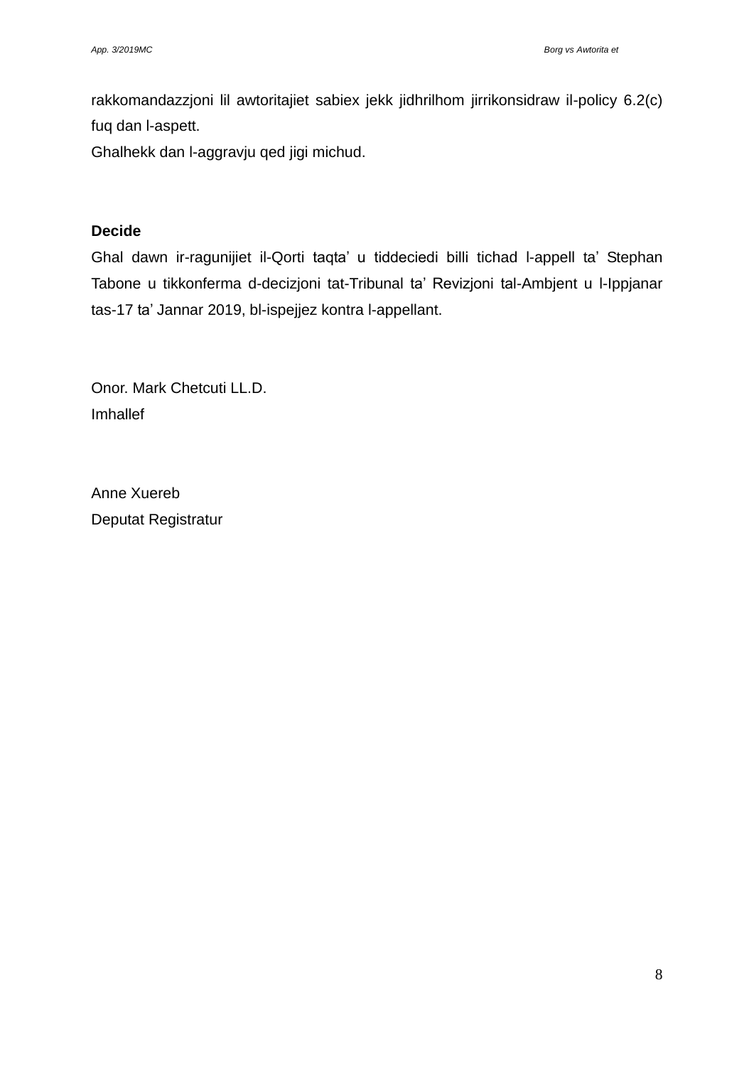rakkomandazzjoni lil awtoritajiet sabiex jekk jidhrilhom jirrikonsidraw il-policy 6.2(c) fuq dan l-aspett.

Ghalhekk dan l-aggravju qed jigi michud.

**Decide**

Ghal dawn ir-ragunijiet il-Qorti taqta' u tiddeciedi billi tichad l-appell ta' Stephan Tabone u tikkonferma d-decizjoni tat-Tribunal ta' Revizjoni tal-Ambjent u l-Ippjanar tas-17 ta' Jannar 2019, bl-ispejjez kontra l-appellant.

Onor. Mark Chetcuti LL.D.
Imhallef

Anne Xuereb
Deputat Registratur